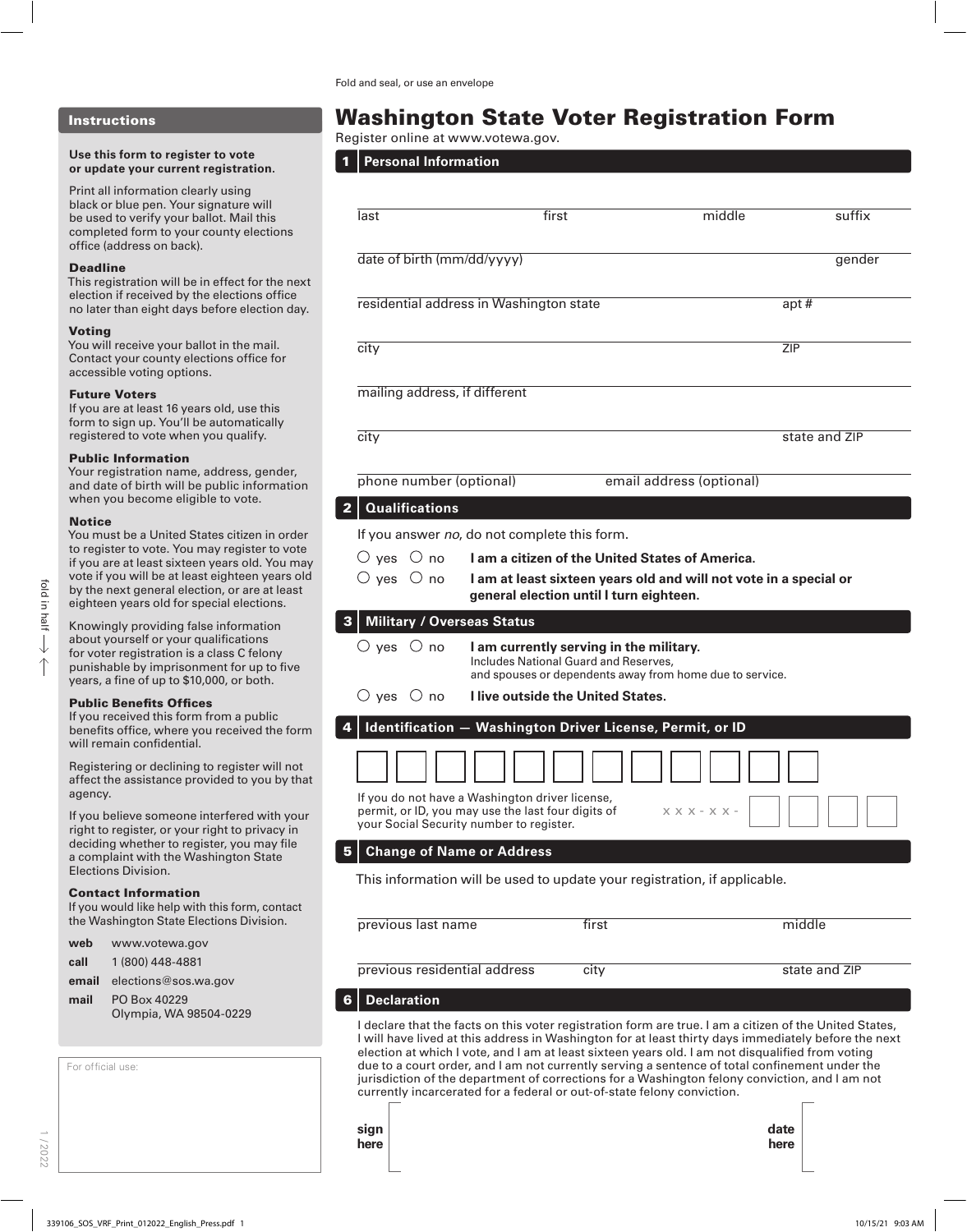Fold and seal, or use an envelope

## Instructions

**Use this form to register to vote or update your current registration.**

Print all information clearly using black or blue pen. Your signature will be used to verify your ballot. Mail this completed form to your county elections office (address on back).

**Deadline**
This registration will be in effect for the next election if received by the elections office no later than eight days before election day.

**Voting**
You will receive your ballot in the mail. Contact your county elections office for accessible voting options.

**Future Voters**
If you are at least 16 years old, use this form to sign up. You'll be automatically registered to vote when you qualify.

**Public Information**
Your registration name, address, gender, and date of birth will be public information when you become eligible to vote.

**Notice**
You must be a United States citizen in order to register to vote. You may register to vote if you are at least sixteen years old. You may vote if you will be at least eighteen years old by the next general election, or are at least eighteen years old for special elections.

Knowingly providing false information about yourself or your qualifications for voter registration is a class C felony punishable by imprisonment for up to five years, a fine of up to $10,000, or both.

**Public Benefits Offices**
If you received this form from a public benefits office, where you received the form will remain confidential.

Registering or declining to register will not affect the assistance provided to you by that agency.

If you believe someone interfered with your right to register, or your right to privacy in deciding whether to register, you may file a complaint with the Washington State Elections Division.

**Contact Information**
If you would like help with this form, contact the Washington State Elections Division.

- **web** www.votewa.gov
- **call** 1 (800) 448-4881
- **email** elections@sos.wa.gov
- **mail** PO Box 40229, Olympia, WA 98504-0229

For official use:

fold in half

# Washington State Voter Registration Form

Register online at www.votewa.gov.

## 1 Personal Information

last | first | middle | suffix

date of birth (mm/dd/yyyy) | gender

residential address in Washington state | apt #

city | ZIP

mailing address, if different

city | state and ZIP

phone number (optional) | email address (optional)

## 2 Qualifications

If you answer *no*, do not complete this form.

- ○ yes ○ no **I am a citizen of the United States of America.**
- ○ yes ○ no **I am at least sixteen years old and will not vote in a special or general election until I turn eighteen.**

## 3 Military / Overseas Status

- ○ yes ○ no **I am currently serving in the military.** Includes National Guard and Reserves, and spouses or dependents away from home due to service.
- ○ yes ○ no **I live outside the United States.**

## 4 Identification — Washington Driver License, Permit, or ID

☐☐☐☐☐☐☐☐☐☐☐☐

If you do not have a Washington driver license, permit, or ID, you may use the last four digits of your Social Security number to register. x x x - x x - ☐☐☐☐

## 5 Change of Name or Address

This information will be used to update your registration, if applicable.

previous last name | first | middle

previous residential address | city | state and ZIP

## 6 Declaration

I declare that the facts on this voter registration form are true. I am a citizen of the United States, I will have lived at this address in Washington for at least thirty days immediately before the next election at which I vote, and I am at least sixteen years old. I am not disqualified from voting due to a court order, and I am not currently serving a sentence of total confinement under the jurisdiction of the department of corrections for a Washington felony conviction, and I am not currently incarcerated for a federal or out-of-state felony conviction.

**sign here** | **date here**

1 / 2022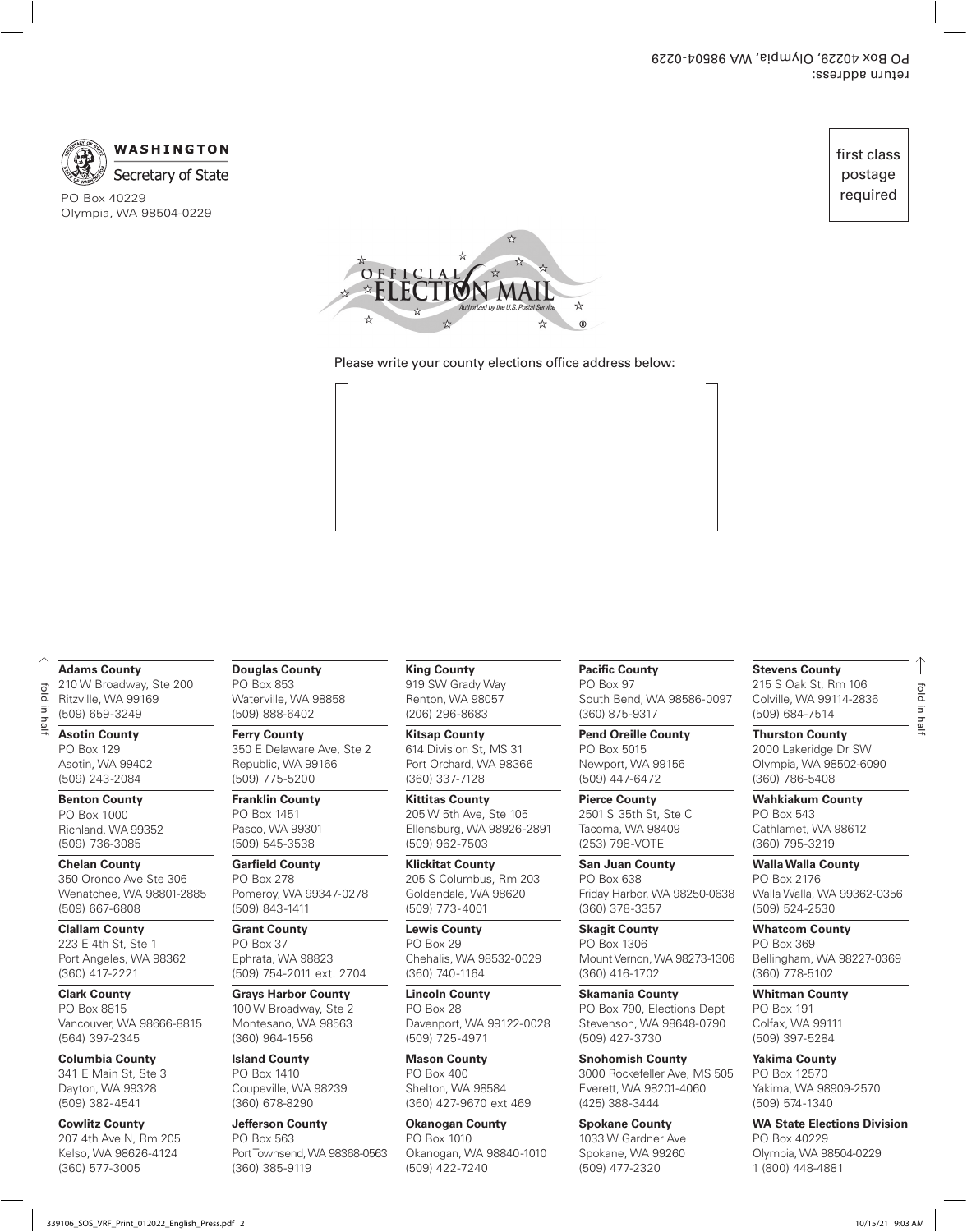return address:
PO Box 40229, Olympia, WA 98504-0229

WASHINGTON
Secretary of State
PO Box 40229
Olympia, WA 98504-0229

first class postage required

OFFICIAL ELECTION MAIL
Authorized by the U.S. Postal Service

Please write your county elections office address below:

fold in half

**Adams County**
210 W Broadway, Ste 200
Ritzville, WA 99169
(509) 659-3249

**Asotin County**
PO Box 129
Asotin, WA 99402
(509) 243-2084

**Benton County**
PO Box 1000
Richland, WA 99352
(509) 736-3085

**Chelan County**
350 Orondo Ave Ste 306
Wenatchee, WA 98801-2885
(509) 667-6808

**Clallam County**
223 E 4th St, Ste 1
Port Angeles, WA 98362
(360) 417-2221

**Clark County**
PO Box 8815
Vancouver, WA 98666-8815
(564) 397-2345

**Columbia County**
341 E Main St, Ste 3
Dayton, WA 99328
(509) 382-4541

**Cowlitz County**
207 4th Ave N, Rm 205
Kelso, WA 98626-4124
(360) 577-3005

**Douglas County**
PO Box 853
Waterville, WA 98858
(509) 888-6402

**Ferry County**
350 E Delaware Ave, Ste 2
Republic, WA 99166
(509) 775-5200

**Franklin County**
PO Box 1451
Pasco, WA 99301
(509) 545-3538

**Garfield County**
PO Box 278
Pomeroy, WA 99347-0278
(509) 843-1411

**Grant County**
PO Box 37
Ephrata, WA 98823
(509) 754-2011 ext. 2704

**Grays Harbor County**
100 W Broadway, Ste 2
Montesano, WA 98563
(360) 964-1556

**Island County**
PO Box 1410
Coupeville, WA 98239
(360) 678-8290

**Jefferson County**
PO Box 563
Port Townsend, WA 98368-0563
(360) 385-9119

**King County**
919 SW Grady Way
Renton, WA 98057
(206) 296-8683

**Kitsap County**
614 Division St, MS 31
Port Orchard, WA 98366
(360) 337-7128

**Kittitas County**
205 W 5th Ave, Ste 105
Ellensburg, WA 98926-2891
(509) 962-7503

**Klickitat County**
205 S Columbus, Rm 203
Goldendale, WA 98620
(509) 773-4001

**Lewis County**
PO Box 29
Chehalis, WA 98532-0029
(360) 740-1164

**Lincoln County**
PO Box 28
Davenport, WA 99122-0028
(509) 725-4971

**Mason County**
PO Box 400
Shelton, WA 98584
(360) 427-9670 ext 469

**Okanogan County**
PO Box 1010
Okanogan, WA 98840-1010
(509) 422-7240

**Pacific County**
PO Box 97
South Bend, WA 98586-0097
(360) 875-9317

**Pend Oreille County**
PO Box 5015
Newport, WA 99156
(509) 447-6472

**Pierce County**
2501 S 35th St, Ste C
Tacoma, WA 98409
(253) 798-VOTE

**San Juan County**
PO Box 638
Friday Harbor, WA 98250-0638
(360) 378-3357

**Skagit County**
PO Box 1306
Mount Vernon, WA 98273-1306
(360) 416-1702

**Skamania County**
PO Box 790, Elections Dept
Stevenson, WA 98648-0790
(509) 427-3730

**Snohomish County**
3000 Rockefeller Ave, MS 505
Everett, WA 98201-4060
(425) 388-3444

**Spokane County**
1033 W Gardner Ave
Spokane, WA 99260
(509) 477-2320

**Stevens County**
215 S Oak St, Rm 106
Colville, WA 99114-2836
(509) 684-7514

**Thurston County**
2000 Lakeridge Dr SW
Olympia, WA 98502-6090
(360) 786-5408

**Wahkiakum County**
PO Box 543
Cathlamet, WA 98612
(360) 795-3219

**Walla Walla County**
PO Box 2176
Walla Walla, WA 99362-0356
(509) 524-2530

**Whatcom County**
PO Box 369
Bellingham, WA 98227-0369
(360) 778-5102

**Whitman County**
PO Box 191
Colfax, WA 99111
(509) 397-5284

**Yakima County**
PO Box 12570
Yakima, WA 98909-2570
(509) 574-1340

**WA State Elections Division**
PO Box 40229
Olympia, WA 98504-0229
1 (800) 448-4881